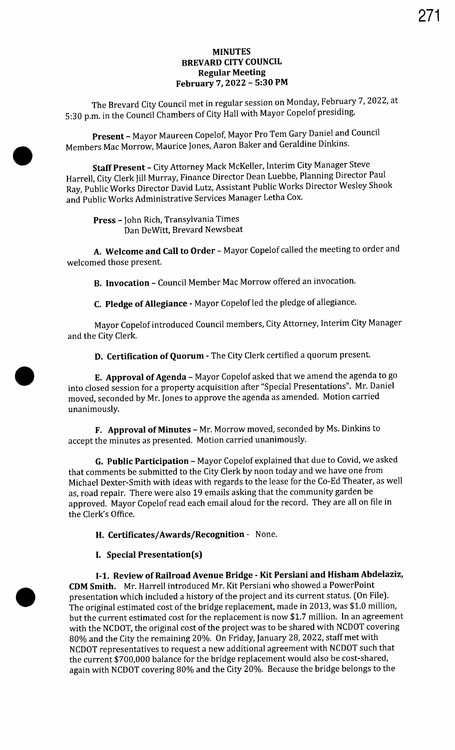# MINUTES
## BREVARD CITY COUNCIL
### Regular Meeting
### February 7, 2022 – 5:30 PM

The Brevard City Council met in regular session on Monday, February 7, 2022, at 5:30 p.m. in the Council Chambers of City Hall with Mayor Copelof presiding.

**Present** – Mayor Maureen Copelof, Mayor Pro Tem Gary Daniel and Council Members Mac Morrow, Maurice Jones, Aaron Baker and Geraldine Dinkins.

**Staff Present** - City Attorney Mack McKeller, Interim City Manager Steve Harrell, City Clerk Jill Murray, Finance Director Dean Luebbe, Planning Director Paul Ray, Public Works Director David Lutz, Assistant Public Works Director Wesley Shook and Public Works Administrative Services Manager Letha Cox.

**Press** – John Rich, Transylvania Times
Dan DeWitt, Brevard Newsbeat

**A. Welcome and Call to Order** – Mayor Copelof called the meeting to order and welcomed those present.

**B. Invocation** – Council Member Mac Morrow offered an invocation.

**C. Pledge of Allegiance** - Mayor Copelof led the pledge of allegiance.

Mayor Copelof introduced Council members, City Attorney, Interim City Manager and the City Clerk.

**D. Certification of Quorum** - The City Clerk certified a quorum present.

**E. Approval of Agenda** – Mayor Copelof asked that we amend the agenda to go into closed session for a property acquisition after "Special Presentations". Mr. Daniel moved, seconded by Mr. Jones to approve the agenda as amended. Motion carried unanimously.

**F. Approval of Minutes** – Mr. Morrow moved, seconded by Ms. Dinkins to accept the minutes as presented. Motion carried unanimously.

**G. Public Participation** – Mayor Copelof explained that due to Covid, we asked that comments be submitted to the City Clerk by noon today and we have one from Michael Dexter-Smith with ideas with regards to the lease for the Co-Ed Theater, as well as, road repair. There were also 19 emails asking that the community garden be approved. Mayor Copelof read each email aloud for the record. They are all on file in the Clerk's Office.

**H. Certificates/Awards/Recognition** - None.

**I. Special Presentation(s)**

**I-1. Review of Railroad Avenue Bridge - Kit Persiani and Hisham Abdelaziz, CDM Smith.** Mr. Harrell introduced Mr. Kit Persiani who showed a PowerPoint presentation which included a history of the project and its current status. (On File). The original estimated cost of the bridge replacement, made in 2013, was $1.0 million, but the current estimated cost for the replacement is now $1.7 million. In an agreement with the NCDOT, the original cost of the project was to be shared with NCDOT covering 80% and the City the remaining 20%. On Friday, January 28, 2022, staff met with NCDOT representatives to request a new additional agreement with NCDOT such that the current $700,000 balance for the bridge replacement would also be cost-shared, again with NCDOT covering 80% and the City 20%. Because the bridge belongs to the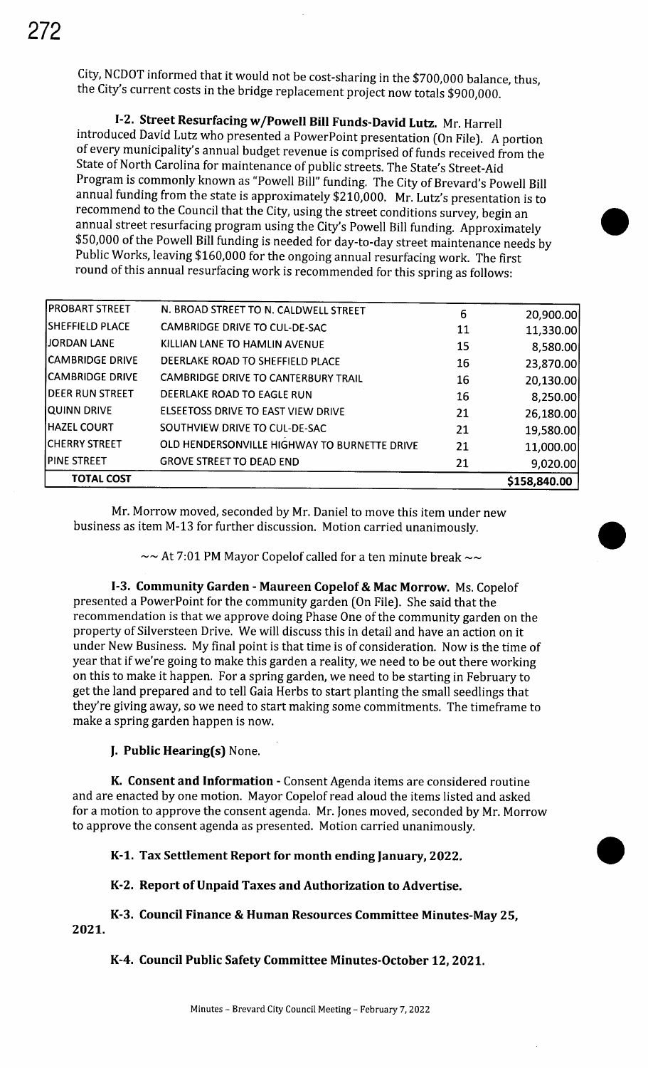City, NCDOT informed that it would not be cost-sharing in the $700,000 balance, thus, the City's current costs in the bridge replacement project now totals $900,000.

**I-2. Street Resurfacing w/Powell Bill Funds-David Lutz.** Mr. Harrell introduced David Lutz who presented a PowerPoint presentation (On File). A portion of every municipality's annual budget revenue is comprised of funds received from the State of North Carolina for maintenance of public streets. The State's Street-Aid Program is commonly known as "Powell Bill" funding. The City of Brevard's Powell Bill annual funding from the state is approximately $210,000. Mr. Lutz's presentation is to recommend to the Council that the City, using the street conditions survey, begin an annual street resurfacing program using the City's Powell Bill funding. Approximately $50,000 of the Powell Bill funding is needed for day-to-day street maintenance needs by Public Works, leaving $160,000 for the ongoing annual resurfacing work. The first round of this annual resurfacing work is recommended for this spring as follows:

| | | | |
|---|---|---|---|
| PROBART STREET | N. BROAD STREET TO N. CALDWELL STREET | 6 | 20,900.00 |
| SHEFFIELD PLACE | CAMBRIDGE DRIVE TO CUL-DE-SAC | 11 | 11,330.00 |
| JORDAN LANE | KILLIAN LANE TO HAMLIN AVENUE | 15 | 8,580.00 |
| CAMBRIDGE DRIVE | DEERLAKE ROAD TO SHEFFIELD PLACE | 16 | 23,870.00 |
| CAMBRIDGE DRIVE | CAMBRIDGE DRIVE TO CANTERBURY TRAIL | 16 | 20,130.00 |
| DEER RUN STREET | DEERLAKE ROAD TO EAGLE RUN | 16 | 8,250.00 |
| QUINN DRIVE | ELSEETOSS DRIVE TO EAST VIEW DRIVE | 21 | 26,180.00 |
| HAZEL COURT | SOUTHVIEW DRIVE TO CUL-DE-SAC | 21 | 19,580.00 |
| CHERRY STREET | OLD HENDERSONVILLE HIGHWAY TO BURNETTE DRIVE | 21 | 11,000.00 |
| PINE STREET | GROVE STREET TO DEAD END | 21 | 9,020.00 |
| **TOTAL COST** | | | **$158,840.00** |

Mr. Morrow moved, seconded by Mr. Daniel to move this item under new business as item M-13 for further discussion. Motion carried unanimously.

~~ At 7:01 PM Mayor Copelof called for a ten minute break ~~

**I-3. Community Garden - Maureen Copelof & Mac Morrow.** Ms. Copelof presented a PowerPoint for the community garden (On File). She said that the recommendation is that we approve doing Phase One of the community garden on the property of Silversteen Drive. We will discuss this in detail and have an action on it under New Business. My final point is that time is of consideration. Now is the time of year that if we're going to make this garden a reality, we need to be out there working on this to make it happen. For a spring garden, we need to be starting in February to get the land prepared and to tell Gaia Herbs to start planting the small seedlings that they're giving away, so we need to start making some commitments. The timeframe to make a spring garden happen is now.

**J. Public Hearing(s)** None.

**K. Consent and Information** - Consent Agenda items are considered routine and are enacted by one motion. Mayor Copelof read aloud the items listed and asked for a motion to approve the consent agenda. Mr. Jones moved, seconded by Mr. Morrow to approve the consent agenda as presented. Motion carried unanimously.

**K-1. Tax Settlement Report for month ending January, 2022.**

**K-2. Report of Unpaid Taxes and Authorization to Advertise.**

**K-3. Council Finance & Human Resources Committee Minutes-May 25, 2021.**

**K-4. Council Public Safety Committee Minutes-October 12, 2021.**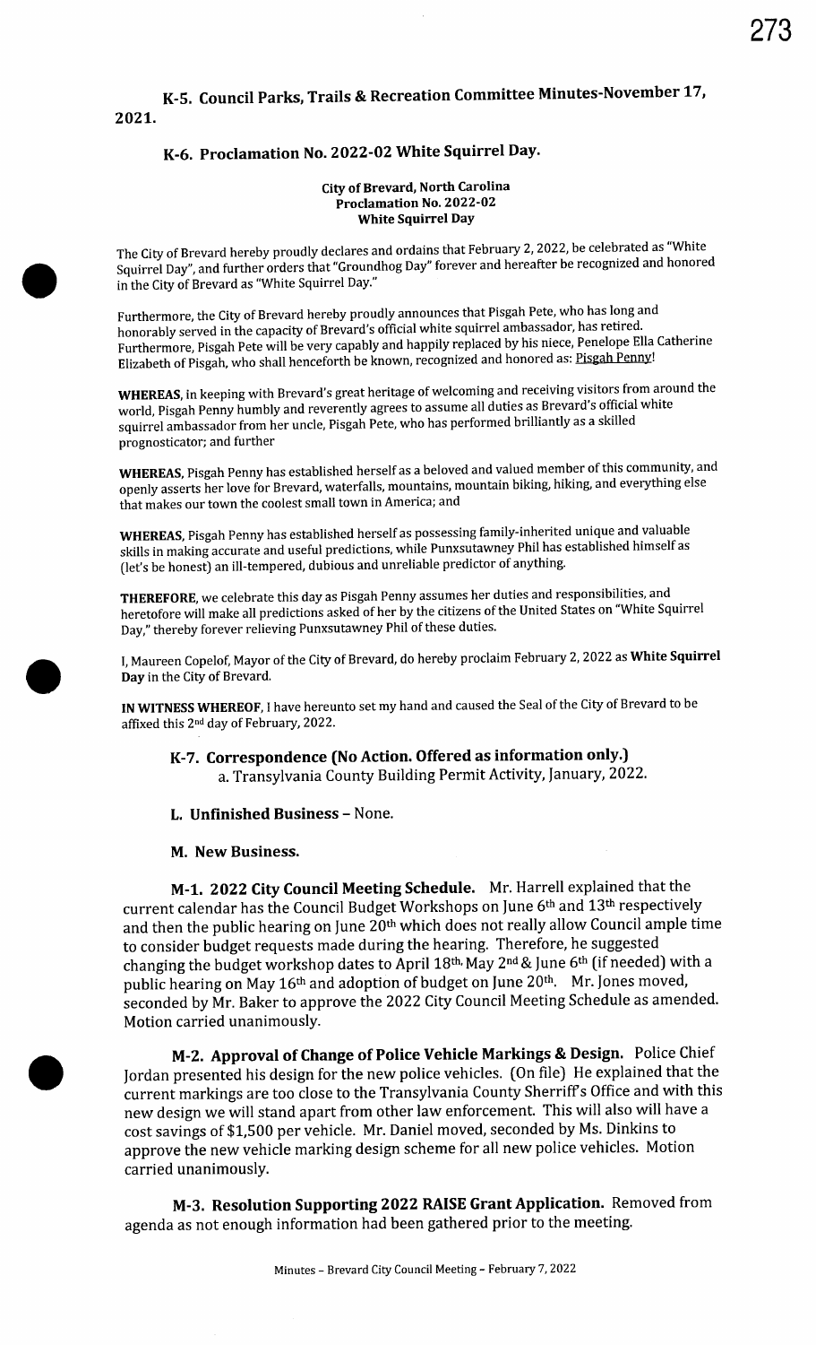### K-5. Council Parks, Trails & Recreation Committee Minutes-November 17, 2021.

### K-6. Proclamation No. 2022-02 White Squirrel Day.

**City of Brevard, North Carolina**
**Proclamation No. 2022-02**
**White Squirrel Day**

The City of Brevard hereby proudly declares and ordains that February 2, 2022, be celebrated as "White Squirrel Day", and further orders that "Groundhog Day" forever and hereafter be recognized and honored in the City of Brevard as "White Squirrel Day."

Furthermore, the City of Brevard hereby proudly announces that Pisgah Pete, who has long and honorably served in the capacity of Brevard's official white squirrel ambassador, has retired. Furthermore, Pisgah Pete will be very capably and happily replaced by his niece, Penelope Ella Catherine Elizabeth of Pisgah, who shall henceforth be known, recognized and honored as: Pisgah Penny!

**WHEREAS,** in keeping with Brevard's great heritage of welcoming and receiving visitors from around the world, Pisgah Penny humbly and reverently agrees to assume all duties as Brevard's official white squirrel ambassador from her uncle, Pisgah Pete, who has performed brilliantly as a skilled prognosticator; and further

**WHEREAS,** Pisgah Penny has established herself as a beloved and valued member of this community, and openly asserts her love for Brevard, waterfalls, mountains, mountain biking, hiking, and everything else that makes our town the coolest small town in America; and

**WHEREAS,** Pisgah Penny has established herself as possessing family-inherited unique and valuable skills in making accurate and useful predictions, while Punxsutawney Phil has established himself as (let's be honest) an ill-tempered, dubious and unreliable predictor of anything.

**THEREFORE,** we celebrate this day as Pisgah Penny assumes her duties and responsibilities, and heretofore will make all predictions asked of her by the citizens of the United States on "White Squirrel Day," thereby forever relieving Punxsutawney Phil of these duties.

I, Maureen Copelof, Mayor of the City of Brevard, do hereby proclaim February 2, 2022 as **White Squirrel Day** in the City of Brevard.

**IN WITNESS WHEREOF,** I have hereunto set my hand and caused the Seal of the City of Brevard to be affixed this 2nd day of February, 2022.

### K-7. Correspondence (No Action. Offered as information only.)

a. Transylvania County Building Permit Activity, January, 2022.

### L. Unfinished Business – None.

### M. New Business.

**M-1. 2022 City Council Meeting Schedule.** Mr. Harrell explained that the current calendar has the Council Budget Workshops on June 6th and 13th respectively and then the public hearing on June 20th which does not really allow Council ample time to consider budget requests made during the hearing. Therefore, he suggested changing the budget workshop dates to April 18th, May 2nd & June 6th (if needed) with a public hearing on May 16th and adoption of budget on June 20th. Mr. Jones moved, seconded by Mr. Baker to approve the 2022 City Council Meeting Schedule as amended. Motion carried unanimously.

**M-2. Approval of Change of Police Vehicle Markings & Design.** Police Chief Jordan presented his design for the new police vehicles. (On file) He explained that the current markings are too close to the Transylvania County Sherriff's Office and with this new design we will stand apart from other law enforcement. This will also will have a cost savings of $1,500 per vehicle. Mr. Daniel moved, seconded by Ms. Dinkins to approve the new vehicle marking design scheme for all new police vehicles. Motion carried unanimously.

**M-3. Resolution Supporting 2022 RAISE Grant Application.** Removed from agenda as not enough information had been gathered prior to the meeting.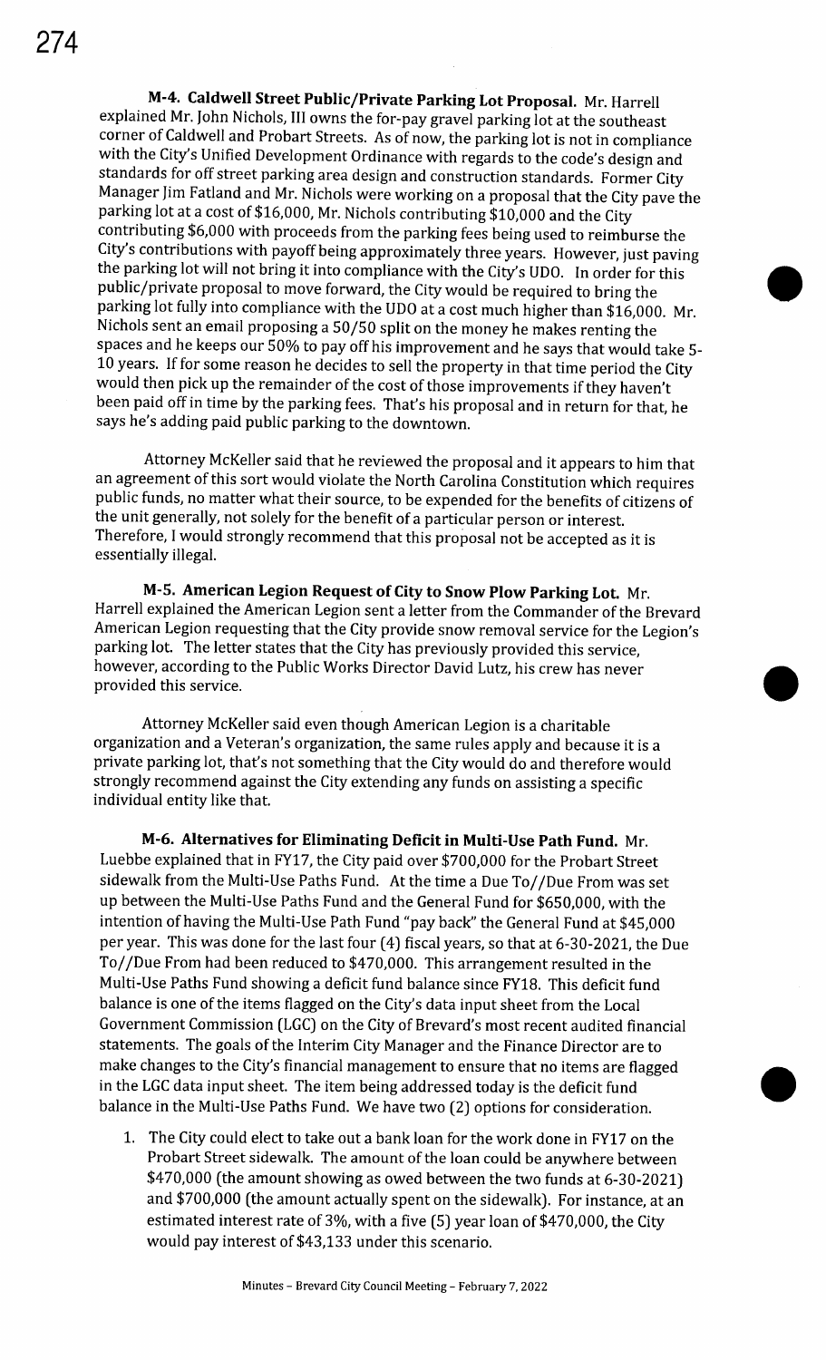**M-4. Caldwell Street Public/Private Parking Lot Proposal.** Mr. Harrell explained Mr. John Nichols, III owns the for-pay gravel parking lot at the southeast corner of Caldwell and Probart Streets. As of now, the parking lot is not in compliance with the City's Unified Development Ordinance with regards to the code's design and standards for off street parking area design and construction standards. Former City Manager Jim Fatland and Mr. Nichols were working on a proposal that the City pave the parking lot at a cost of $16,000, Mr. Nichols contributing $10,000 and the City contributing $6,000 with proceeds from the parking fees being used to reimburse the City's contributions with payoff being approximately three years. However, just paving the parking lot will not bring it into compliance with the City's UDO. In order for this public/private proposal to move forward, the City would be required to bring the parking lot fully into compliance with the UDO at a cost much higher than $16,000. Mr. Nichols sent an email proposing a 50/50 split on the money he makes renting the spaces and he keeps our 50% to pay off his improvement and he says that would take 5-10 years. If for some reason he decides to sell the property in that time period the City would then pick up the remainder of the cost of those improvements if they haven't been paid off in time by the parking fees. That's his proposal and in return for that, he says he's adding paid public parking to the downtown.

Attorney McKeller said that he reviewed the proposal and it appears to him that an agreement of this sort would violate the North Carolina Constitution which requires public funds, no matter what their source, to be expended for the benefits of citizens of the unit generally, not solely for the benefit of a particular person or interest. Therefore, I would strongly recommend that this proposal not be accepted as it is essentially illegal.

**M-5. American Legion Request of City to Snow Plow Parking Lot.** Mr. Harrell explained the American Legion sent a letter from the Commander of the Brevard American Legion requesting that the City provide snow removal service for the Legion's parking lot. The letter states that the City has previously provided this service, however, according to the Public Works Director David Lutz, his crew has never provided this service.

Attorney McKeller said even though American Legion is a charitable organization and a Veteran's organization, the same rules apply and because it is a private parking lot, that's not something that the City would do and therefore would strongly recommend against the City extending any funds on assisting a specific individual entity like that.

**M-6. Alternatives for Eliminating Deficit in Multi-Use Path Fund.** Mr. Luebbe explained that in FY17, the City paid over $700,000 for the Probart Street sidewalk from the Multi-Use Paths Fund. At the time a Due To//Due From was set up between the Multi-Use Paths Fund and the General Fund for $650,000, with the intention of having the Multi-Use Path Fund "pay back" the General Fund at $45,000 per year. This was done for the last four (4) fiscal years, so that at 6-30-2021, the Due To//Due From had been reduced to $470,000. This arrangement resulted in the Multi-Use Paths Fund showing a deficit fund balance since FY18. This deficit fund balance is one of the items flagged on the City's data input sheet from the Local Government Commission (LGC) on the City of Brevard's most recent audited financial statements. The goals of the Interim City Manager and the Finance Director are to make changes to the City's financial management to ensure that no items are flagged in the LGC data input sheet. The item being addressed today is the deficit fund balance in the Multi-Use Paths Fund. We have two (2) options for consideration.

1. The City could elect to take out a bank loan for the work done in FY17 on the Probart Street sidewalk. The amount of the loan could be anywhere between $470,000 (the amount showing as owed between the two funds at 6-30-2021) and $700,000 (the amount actually spent on the sidewalk). For instance, at an estimated interest rate of 3%, with a five (5) year loan of $470,000, the City would pay interest of $43,133 under this scenario.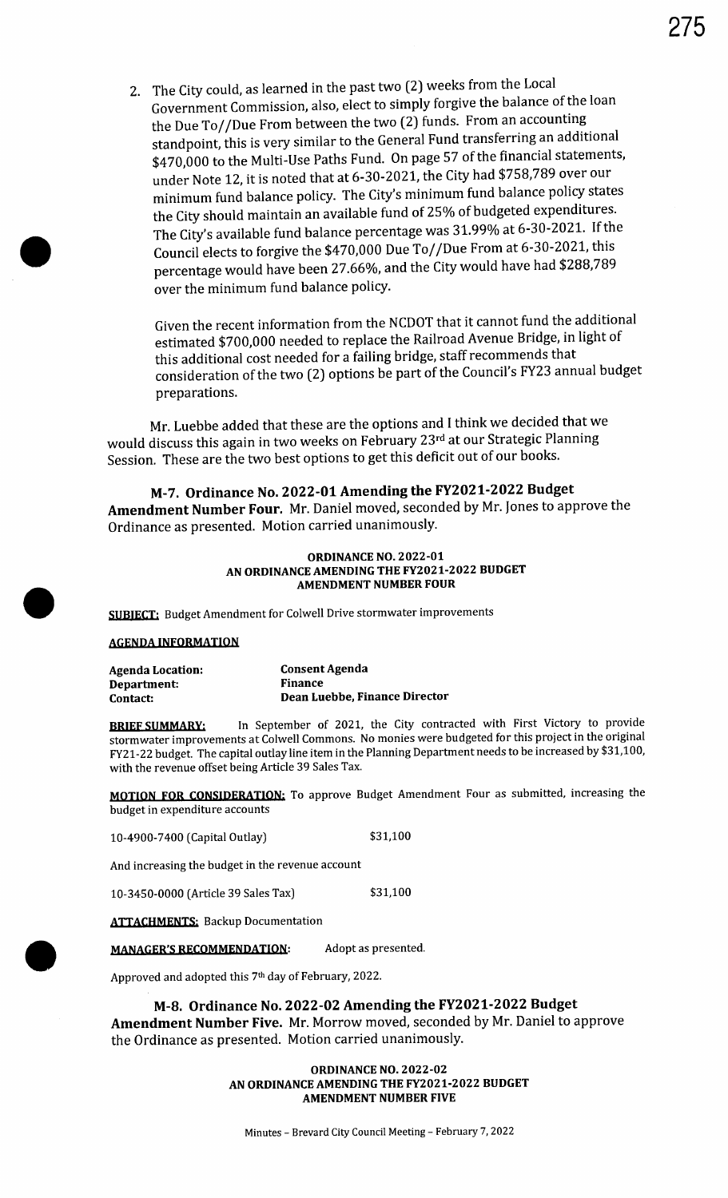2. The City could, as learned in the past two (2) weeks from the Local Government Commission, also, elect to simply forgive the balance of the loan the Due To//Due From between the two (2) funds. From an accounting standpoint, this is very similar to the General Fund transferring an additional $470,000 to the Multi-Use Paths Fund. On page 57 of the financial statements, under Note 12, it is noted that at 6-30-2021, the City had $758,789 over our minimum fund balance policy. The City's minimum fund balance policy states the City should maintain an available fund of 25% of budgeted expenditures. The City's available fund balance percentage was 31.99% at 6-30-2021. If the Council elects to forgive the $470,000 Due To//Due From at 6-30-2021, this percentage would have been 27.66%, and the City would have had $288,789 over the minimum fund balance policy.

   Given the recent information from the NCDOT that it cannot fund the additional estimated $700,000 needed to replace the Railroad Avenue Bridge, in light of this additional cost needed for a failing bridge, staff recommends that consideration of the two (2) options be part of the Council's FY23 annual budget preparations.

Mr. Luebbe added that these are the options and I think we decided that we would discuss this again in two weeks on February 23rd at our Strategic Planning Session. These are the two best options to get this deficit out of our books.

**M-7. Ordinance No. 2022-01 Amending the FY2021-2022 Budget Amendment Number Four.** Mr. Daniel moved, seconded by Mr. Jones to approve the Ordinance as presented. Motion carried unanimously.

**ORDINANCE NO. 2022-01**
**AN ORDINANCE AMENDING THE FY2021-2022 BUDGET**
**AMENDMENT NUMBER FOUR**

**SUBJECT:** Budget Amendment for Colwell Drive stormwater improvements

**AGENDA INFORMATION**

| | |
|---|---|
| **Agenda Location:** | **Consent Agenda** |
| **Department:** | **Finance** |
| **Contact:** | **Dean Luebbe, Finance Director** |

**BRIEF SUMMARY:** In September of 2021, the City contracted with First Victory to provide stormwater improvements at Colwell Commons. No monies were budgeted for this project in the original FY21-22 budget. The capital outlay line item in the Planning Department needs to be increased by $31,100, with the revenue offset being Article 39 Sales Tax.

**MOTION FOR CONSIDERATION:** To approve Budget Amendment Four as submitted, increasing the budget in expenditure accounts

10-4900-7400 (Capital Outlay) $31,100

And increasing the budget in the revenue account

10-3450-0000 (Article 39 Sales Tax) $31,100

**ATTACHMENTS:** Backup Documentation

**MANAGER'S RECOMMENDATION:** Adopt as presented.

Approved and adopted this 7th day of February, 2022.

**M-8. Ordinance No. 2022-02 Amending the FY2021-2022 Budget Amendment Number Five.** Mr. Morrow moved, seconded by Mr. Daniel to approve the Ordinance as presented. Motion carried unanimously.

**ORDINANCE NO. 2022-02**
**AN ORDINANCE AMENDING THE FY2021-2022 BUDGET**
**AMENDMENT NUMBER FIVE**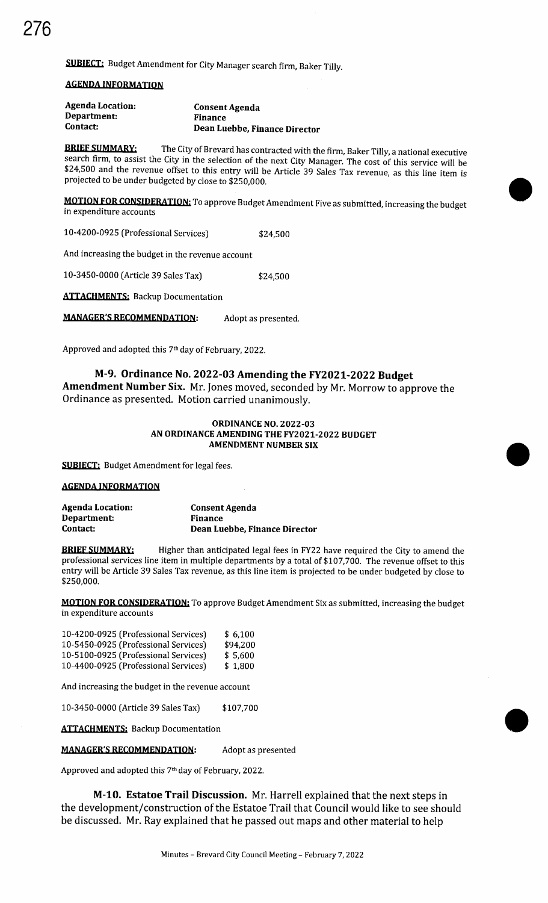**SUBJECT:** Budget Amendment for City Manager search firm, Baker Tilly.

**AGENDA INFORMATION**

| | |
|---|---|
| **Agenda Location:** | **Consent Agenda** |
| **Department:** | **Finance** |
| **Contact:** | **Dean Luebbe, Finance Director** |

**BRIEF SUMMARY:** The City of Brevard has contracted with the firm, Baker Tilly, a national executive search firm, to assist the City in the selection of the next City Manager. The cost of this service will be \$24,500 and the revenue offset to this entry will be Article 39 Sales Tax revenue, as this line item is projected to be under budgeted by close to \$250,000.

**MOTION FOR CONSIDERATION:** To approve Budget Amendment Five as submitted, increasing the budget in expenditure accounts

| | |
|---|---|
| 10-4200-0925 (Professional Services) | \$24,500 |

And increasing the budget in the revenue account

| | |
|---|---|
| 10-3450-0000 (Article 39 Sales Tax) | \$24,500 |

**ATTACHMENTS:** Backup Documentation

**MANAGER'S RECOMMENDATION:** Adopt as presented.

Approved and adopted this 7th day of February, 2022.

### M-9. Ordinance No. 2022-03 Amending the FY2021-2022 Budget Amendment Number Six.

Mr. Jones moved, seconded by Mr. Morrow to approve the Ordinance as presented. Motion carried unanimously.

**ORDINANCE NO. 2022-03**
**AN ORDINANCE AMENDING THE FY2021-2022 BUDGET**
**AMENDMENT NUMBER SIX**

**SUBJECT:** Budget Amendment for legal fees.

**AGENDA INFORMATION**

| | |
|---|---|
| **Agenda Location:** | **Consent Agenda** |
| **Department:** | **Finance** |
| **Contact:** | **Dean Luebbe, Finance Director** |

**BRIEF SUMMARY:** Higher than anticipated legal fees in FY22 have required the City to amend the professional services line item in multiple departments by a total of \$107,700. The revenue offset to this entry will be Article 39 Sales Tax revenue, as this line item is projected to be under budgeted by close to \$250,000.

**MOTION FOR CONSIDERATION:** To approve Budget Amendment Six as submitted, increasing the budget in expenditure accounts

| | |
|---|---|
| 10-4200-0925 (Professional Services) | \$ 6,100 |
| 10-5450-0925 (Professional Services) | \$94,200 |
| 10-5100-0925 (Professional Services) | \$ 5,600 |
| 10-4400-0925 (Professional Services) | \$ 1,800 |

And increasing the budget in the revenue account

| | |
|---|---|
| 10-3450-0000 (Article 39 Sales Tax) | \$107,700 |

**ATTACHMENTS:** Backup Documentation

**MANAGER'S RECOMMENDATION:** Adopt as presented

Approved and adopted this 7th day of February, 2022.

### M-10. Estatoe Trail Discussion.

Mr. Harrell explained that the next steps in the development/construction of the Estatoe Trail that Council would like to see should be discussed. Mr. Ray explained that he passed out maps and other material to help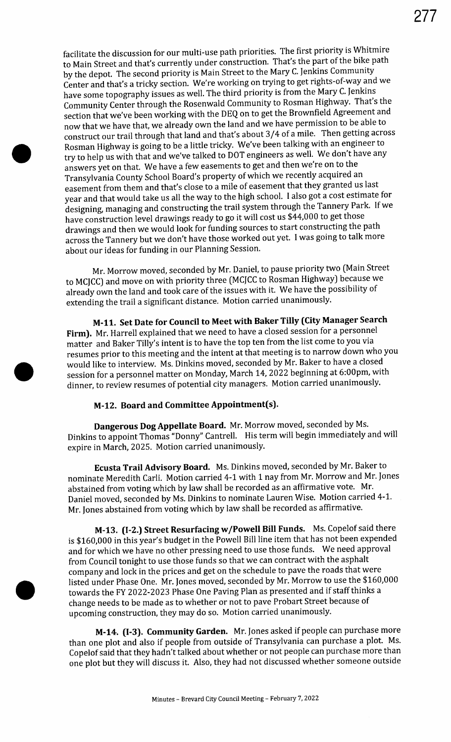facilitate the discussion for our multi-use path priorities. The first priority is Whitmire to Main Street and that's currently under construction. That's the part of the bike path by the depot. The second priority is Main Street to the Mary C. Jenkins Community Center and that's a tricky section. We're working on trying to get rights-of-way and we have some topography issues as well. The third priority is from the Mary C. Jenkins Community Center through the Rosenwald Community to Rosman Highway. That's the section that we've been working with the DEQ on to get the Brownfield Agreement and now that we have that, we already own the land and we have permission to be able to construct our trail through that land and that's about 3/4 of a mile. Then getting across Rosman Highway is going to be a little tricky. We've been talking with an engineer to try to help us with that and we've talked to DOT engineers as well. We don't have any answers yet on that. We have a few easements to get and then we're on to the Transylvania County School Board's property of which we recently acquired an easement from them and that's close to a mile of easement that they granted us last year and that would take us all the way to the high school. I also got a cost estimate for designing, managing and constructing the trail system through the Tannery Park. If we have construction level drawings ready to go it will cost us $44,000 to get those drawings and then we would look for funding sources to start constructing the path across the Tannery but we don't have those worked out yet. I was going to talk more about our ideas for funding in our Planning Session.

Mr. Morrow moved, seconded by Mr. Daniel, to pause priority two (Main Street to MCJCC) and move on with priority three (MCJCC to Rosman Highway) because we already own the land and took care of the issues with it. We have the possibility of extending the trail a significant distance. Motion carried unanimously.

**M-11. Set Date for Council to Meet with Baker Tilly (City Manager Search Firm).** Mr. Harrell explained that we need to have a closed session for a personnel matter and Baker Tilly's intent is to have the top ten from the list come to you via resumes prior to this meeting and the intent at that meeting is to narrow down who you would like to interview. Ms. Dinkins moved, seconded by Mr. Baker to have a closed session for a personnel matter on Monday, March 14, 2022 beginning at 6:00pm, with dinner, to review resumes of potential city managers. Motion carried unanimously.

**M-12. Board and Committee Appointment(s).**

**Dangerous Dog Appellate Board.** Mr. Morrow moved, seconded by Ms. Dinkins to appoint Thomas "Donny" Cantrell. His term will begin immediately and will expire in March, 2025. Motion carried unanimously.

**Ecusta Trail Advisory Board.** Ms. Dinkins moved, seconded by Mr. Baker to nominate Meredith Carli. Motion carried 4-1 with 1 nay from Mr. Morrow and Mr. Jones abstained from voting which by law shall be recorded as an affirmative vote. Mr. Daniel moved, seconded by Ms. Dinkins to nominate Lauren Wise. Motion carried 4-1. Mr. Jones abstained from voting which by law shall be recorded as affirmative.

**M-13. (I-2.) Street Resurfacing w/Powell Bill Funds.** Ms. Copelof said there is $160,000 in this year's budget in the Powell Bill line item that has not been expended and for which we have no other pressing need to use those funds. We need approval from Council tonight to use those funds so that we can contract with the asphalt company and lock in the prices and get on the schedule to pave the roads that were listed under Phase One. Mr. Jones moved, seconded by Mr. Morrow to use the $160,000 towards the FY 2022-2023 Phase One Paving Plan as presented and if staff thinks a change needs to be made as to whether or not to pave Probart Street because of upcoming construction, they may do so. Motion carried unanimously.

**M-14. (I-3). Community Garden.** Mr. Jones asked if people can purchase more than one plot and also if people from outside of Transylvania can purchase a plot. Ms. Copelof said that they hadn't talked about whether or not people can purchase more than one plot but they will discuss it. Also, they had not discussed whether someone outside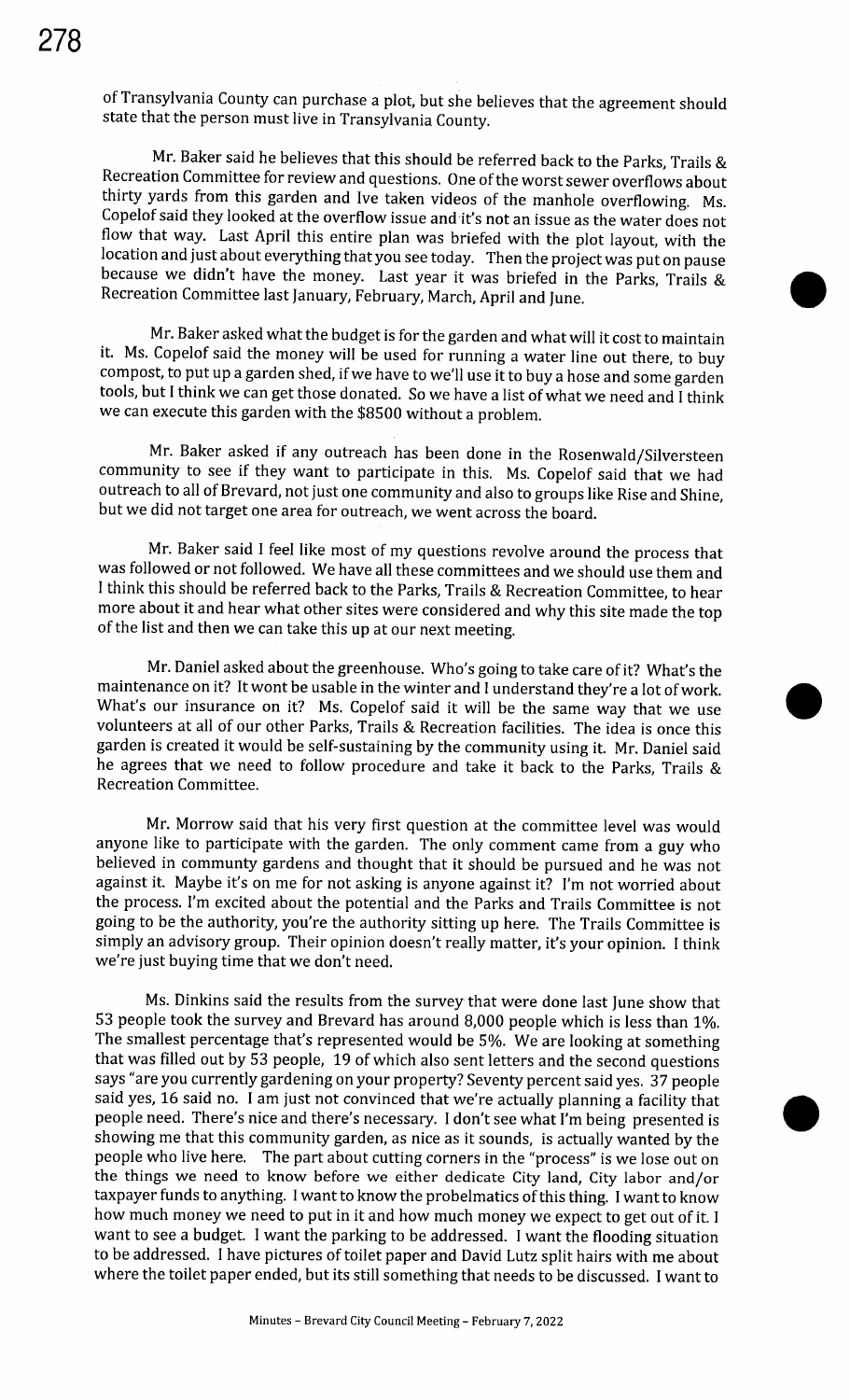of Transylvania County can purchase a plot, but she believes that the agreement should state that the person must live in Transylvania County.

Mr. Baker said he believes that this should be referred back to the Parks, Trails & Recreation Committee for review and questions. One of the worst sewer overflows about thirty yards from this garden and Ive taken videos of the manhole overflowing. Ms. Copelof said they looked at the overflow issue and it's not an issue as the water does not flow that way. Last April this entire plan was briefed with the plot layout, with the location and just about everything that you see today. Then the project was put on pause because we didn't have the money. Last year it was briefed in the Parks, Trails & Recreation Committee last January, February, March, April and June.

Mr. Baker asked what the budget is for the garden and what will it cost to maintain it. Ms. Copelof said the money will be used for running a water line out there, to buy compost, to put up a garden shed, if we have to we'll use it to buy a hose and some garden tools, but I think we can get those donated. So we have a list of what we need and I think we can execute this garden with the $8500 without a problem.

Mr. Baker asked if any outreach has been done in the Rosenwald/Silversteen community to see if they want to participate in this. Ms. Copelof said that we had outreach to all of Brevard, not just one community and also to groups like Rise and Shine, but we did not target one area for outreach, we went across the board.

Mr. Baker said I feel like most of my questions revolve around the process that was followed or not followed. We have all these committees and we should use them and I think this should be referred back to the Parks, Trails & Recreation Committee, to hear more about it and hear what other sites were considered and why this site made the top of the list and then we can take this up at our next meeting.

Mr. Daniel asked about the greenhouse. Who's going to take care of it? What's the maintenance on it? It wont be usable in the winter and I understand they're a lot of work. What's our insurance on it? Ms. Copelof said it will be the same way that we use volunteers at all of our other Parks, Trails & Recreation facilities. The idea is once this garden is created it would be self-sustaining by the community using it. Mr. Daniel said he agrees that we need to follow procedure and take it back to the Parks, Trails & Recreation Committee.

Mr. Morrow said that his very first question at the committee level was would anyone like to participate with the garden. The only comment came from a guy who believed in communty gardens and thought that it should be pursued and he was not against it. Maybe it's on me for not asking is anyone against it? I'm not worried about the process. I'm excited about the potential and the Parks and Trails Committee is not going to be the authority, you're the authority sitting up here. The Trails Committee is simply an advisory group. Their opinion doesn't really matter, it's your opinion. I think we're just buying time that we don't need.

Ms. Dinkins said the results from the survey that were done last June show that 53 people took the survey and Brevard has around 8,000 people which is less than 1%. The smallest percentage that's represented would be 5%. We are looking at something that was filled out by 53 people, 19 of which also sent letters and the second questions says "are you currently gardening on your property? Seventy percent said yes. 37 people said yes, 16 said no. I am just not convinced that we're actually planning a facility that people need. There's nice and there's necessary. I don't see what I'm being presented is showing me that this community garden, as nice as it sounds, is actually wanted by the people who live here. The part about cutting corners in the "process" is we lose out on the things we need to know before we either dedicate City land, City labor and/or taxpayer funds to anything. I want to know the probelmatics of this thing. I want to know how much money we need to put in it and how much money we expect to get out of it. I want to see a budget. I want the parking to be addressed. I want the flooding situation to be addressed. I have pictures of toilet paper and David Lutz split hairs with me about where the toilet paper ended, but its still something that needs to be discussed. I want to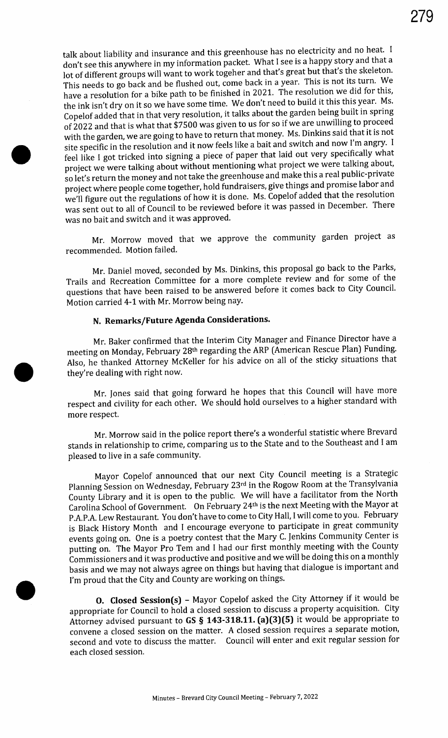talk about liability and insurance and this greenhouse has no electricity and no heat. I don't see this anywhere in my information packet. What I see is a happy story and that a lot of different groups will want to work togeher and that's great but that's the skeleton. This needs to go back and be flushed out, come back in a year. This is not its turn. We have a resolution for a bike path to be finished in 2021. The resolution we did for this, the ink isn't dry on it so we have some time. We don't need to build it this this year. Ms. Copelof added that in that very resolution, it talks about the garden being built in spring of 2022 and that is what that $7500 was given to us for so if we are unwilling to proceed with the garden, we are going to have to return that money. Ms. Dinkins said that it is not site specific in the resolution and it now feels like a bait and switch and now I'm angry. I feel like I got tricked into signing a piece of paper that laid out very specifically what project we were talking about without mentioning what project we were talking about, so let's return the money and not take the greenhouse and make this a real public-private project where people come together, hold fundraisers, give things and promise labor and we'll figure out the regulations of how it is done. Ms. Copelof added that the resolution was sent out to all of Council to be reviewed before it was passed in December. There was no bait and switch and it was approved.

Mr. Morrow moved that we approve the community garden project as recommended. Motion failed.

Mr. Daniel moved, seconded by Ms. Dinkins, this proposal go back to the Parks, Trails and Recreation Committee for a more complete review and for some of the questions that have been raised to be answered before it comes back to City Council. Motion carried 4-1 with Mr. Morrow being nay.

**N. Remarks/Future Agenda Considerations.**

Mr. Baker confirmed that the Interim City Manager and Finance Director have a meeting on Monday, February 28th regarding the ARP (American Rescue Plan) Funding. Also, he thanked Attorney McKeller for his advice on all of the sticky situations that they're dealing with right now.

Mr. Jones said that going forward he hopes that this Council will have more respect and civility for each other. We should hold ourselves to a higher standard with more respect.

Mr. Morrow said in the police report there's a wonderful statistic where Brevard stands in relationship to crime, comparing us to the State and to the Southeast and I am pleased to live in a safe community.

Mayor Copelof announced that our next City Council meeting is a Strategic Planning Session on Wednesday, February 23rd in the Rogow Room at the Transylvania County Library and it is open to the public. We will have a facilitator from the North Carolina School of Government. On February 24th is the next Meeting with the Mayor at P.A.P.A. Lew Restaurant. You don't have to come to City Hall, I will come to you. February is Black History Month and I encourage everyone to participate in great community events going on. One is a poetry contest that the Mary C. Jenkins Community Center is putting on. The Mayor Pro Tem and I had our first monthly meeting with the County Commissioners and it was productive and positive and we will be doing this on a monthly basis and we may not always agree on things but having that dialogue is important and I'm proud that the City and County are working on things.

**O. Closed Session(s)** – Mayor Copelof asked the City Attorney if it would be appropriate for Council to hold a closed session to discuss a property acquisition. City Attorney advised pursuant to **GS § 143-318.11. (a)(3)(5)** it would be appropriate to convene a closed session on the matter. A closed session requires a separate motion, second and vote to discuss the matter. Council will enter and exit regular session for each closed session.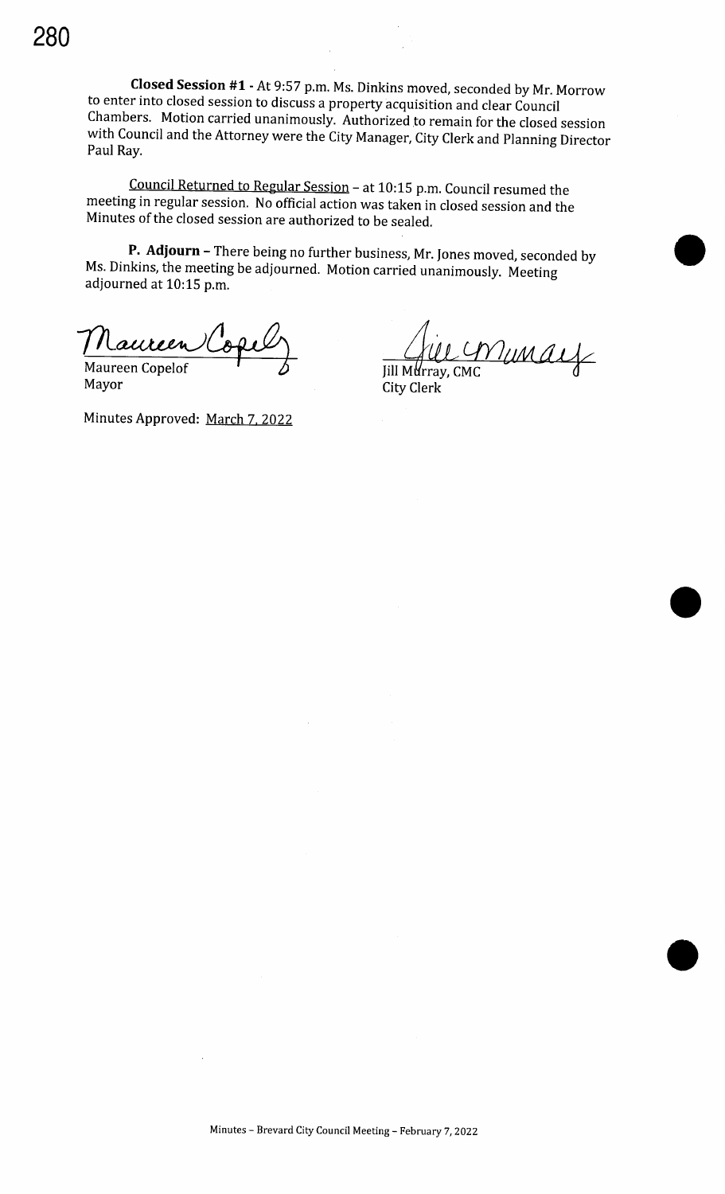**Closed Session #1** - At 9:57 p.m. Ms. Dinkins moved, seconded by Mr. Morrow to enter into closed session to discuss a property acquisition and clear Council Chambers. Motion carried unanimously. Authorized to remain for the closed session with Council and the Attorney were the City Manager, City Clerk and Planning Director Paul Ray.

Council Returned to Regular Session – at 10:15 p.m. Council resumed the meeting in regular session. No official action was taken in closed session and the Minutes of the closed session are authorized to be sealed.

**P. Adjourn** – There being no further business, Mr. Jones moved, seconded by Ms. Dinkins, the meeting be adjourned. Motion carried unanimously. Meeting adjourned at 10:15 p.m.

Maureen Copelof
Mayor

Jill Murray, CMC
City Clerk

Minutes Approved: March 7, 2022